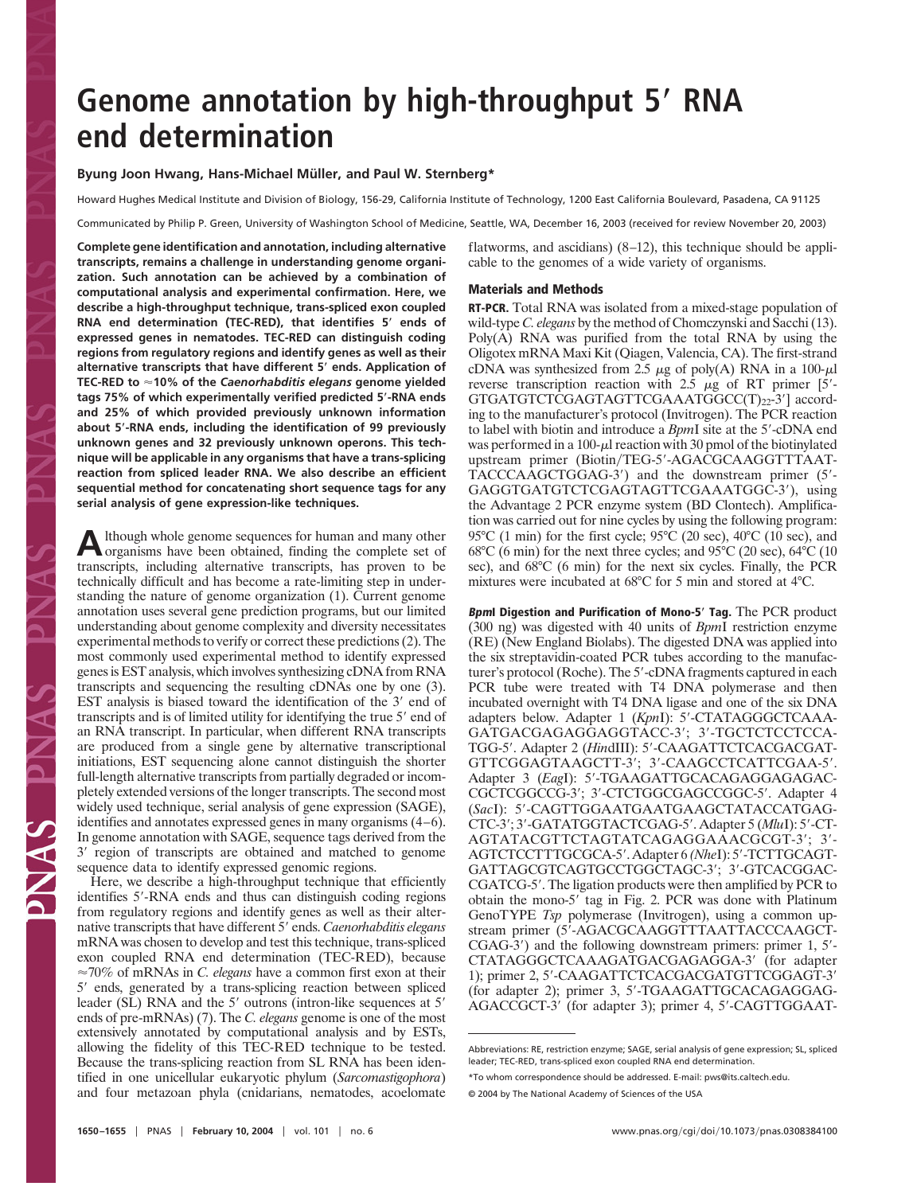# Genome annotation by high-throughput 5′ RNA end determination

**Byung Joon Hwang, Hans-Michael Müller, and Paul W. Sternberg***

Howard Hughes Medical Institute and Division of Biology, 156-29, California Institute of Technology, 1200 East California Boulevard, Pasadena, CA 91125

Communicated by Philip P. Green, University of Washington School of Medicine, Seattle, WA, December 16, 2003 (received for review November 20, 2003)

**Complete gene identification and annotation, including alternative transcripts, remains a challenge in understanding genome organization. Such annotation can be achieved by a combination of computational analysis and experimental confirmation. Here, we describe a high-throughput technique, trans-spliced exon coupled RNA end determination (TEC-RED), that identifies 5′ ends of expressed genes in nematodes. TEC-RED can distinguish coding regions from regulatory regions and identify genes as well as their alternative transcripts that have different 5′ ends. Application of TEC-RED to ≈10% of the *Caenorhabditis elegans* genome yielded tags 75% of which experimentally verified predicted 5′-RNA ends and 25% of which provided previously unknown information about 5′-RNA ends, including the identification of 99 previously unknown genes and 32 previously unknown operons. This technique will be applicable in any organisms that have a trans-splicing reaction from spliced leader RNA. We also describe an efficient sequential method for concatenating short sequence tags for any serial analysis of gene expression-like techniques.**

Although whole genome sequences for human and many other organisms have been obtained, finding the complete set of transcripts, including alternative transcripts, has proven to be technically difficult and has become a rate-limiting step in understanding the nature of genome organization (1). Current genome annotation uses several gene prediction programs, but our limited understanding about genome complexity and diversity necessitates experimental methods to verify or correct these predictions (2). The most commonly used experimental method to identify expressed genes is EST analysis, which involves synthesizing cDNA from RNA transcripts and sequencing the resulting cDNAs one by one (3). EST analysis is biased toward the identification of the 3′ end of transcripts and is of limited utility for identifying the true 5′ end of an RNA transcript. In particular, when different RNA transcripts are produced from a single gene by alternative transcriptional initiations, EST sequencing alone cannot distinguish the shorter full-length alternative transcripts from partially degraded or incompletely extended versions of the longer transcripts. The second most widely used technique, serial analysis of gene expression (SAGE), identifies and annotates expressed genes in many organisms (4–6). In genome annotation with SAGE, sequence tags derived from the 3′ region of transcripts are obtained and matched to genome sequence data to identify expressed genomic regions.

Here, we describe a high-throughput technique that efficiently identifies 5′-RNA ends and thus can distinguish coding regions from regulatory regions and identify genes as well as their alternative transcripts that have different 5′ ends. *Caenorhabditis elegans* mRNA was chosen to develop and test this technique, trans-spliced exon coupled RNA end determination (TEC-RED), because ≈70% of mRNAs in *C. elegans* have a common first exon at their 5′ ends, generated by a trans-splicing reaction between spliced leader (SL) RNA and the 5′ outrons (intron-like sequences at 5′ ends of pre-mRNAs) (7). The *C. elegans* genome is one of the most extensively annotated by computational analysis and by ESTs, allowing the fidelity of this TEC-RED technique to be tested. Because the trans-splicing reaction from SL RNA has been identified in one unicellular eukaryotic phylum (*Sarcomastigophora*) and four metazoan phyla (cnidarians, nematodes, acoelomate flatworms, and ascidians) (8–12), this technique should be applicable to the genomes of a wide variety of organisms.

## Materials and Methods

**RT-PCR.** Total RNA was isolated from a mixed-stage population of wild-type *C. elegans* by the method of Chomczynski and Sacchi (13). Poly(A) RNA was purified from the total RNA by using the Oligotex mRNA Maxi Kit (Qiagen, Valencia, CA). The first-strand cDNA was synthesized from 2.5 μg of poly(A) RNA in a 100-μl reverse transcription reaction with 2.5 μg of RT primer [5′-GTGATGTCTCGAGTAGTTCGAAATGGCC(T)$_{22}$-3′] according to the manufacturer's protocol (Invitrogen). The PCR reaction to label with biotin and introduce a *Bpm*I site at the 5′-cDNA end was performed in a 100-μl reaction with 30 pmol of the biotinylated upstream primer (Biotin/TEG-5′-AGACGCAAGGTTTAATTACCCAAGCTGGAG-3′) and the downstream primer (5′-GAGGTGATGTCTCGAGTAGTTCGAAATGGC-3′), using the Advantage 2 PCR enzyme system (BD Clontech). Amplification was carried out for nine cycles by using the following program: 95°C (1 min) for the first cycle; 95°C (20 sec), 40°C (10 sec), and 68°C (6 min) for the next three cycles; and 95°C (20 sec), 64°C (10 sec), and 68°C (6 min) for the next six cycles. Finally, the PCR mixtures were incubated at 68°C for 5 min and stored at 4°C.

***Bpm*I Digestion and Purification of Mono-5′ Tag.** The PCR product (300 ng) was digested with 40 units of *Bpm*I restriction enzyme (RE) (New England Biolabs). The digested DNA was applied into the six streptavidin-coated PCR tubes according to the manufacturer's protocol (Roche). The 5′-cDNA fragments captured in each PCR tube were treated with T4 DNA polymerase and then incubated overnight with T4 DNA ligase and one of the six DNA adapters below. Adapter 1 (*Kpn*I): 5′-CTATAGGGCTCAAAGATGACGAGAGGAGGTACC-3′; 3′-TGCTCTCCTCCATGG-5′. Adapter 2 (*Hin*dIII): 5′-CAAGATTCTCACGACGATGTTCGGAGTAAGCTT-3′; 3′-CAAGCCTCATTCGAA-5′. Adapter 3 (*Eag*I): 5′-TGAAGATTGCACAGAGGAGAGACCGCTCGGCCG-3′; 3′-CTCTGGCGAGCCGGC-5′. Adapter 4 (*Sac*I): 5′-CAGTTGGAATGAATGAAGCTATACCATGAGCTC-3′; 3′-GATATGGTACTCGAG-5′. Adapter 5 (*Mlu*I): 5′-CTAGTATACGTTCTAGTATCAGAGGAAACGCGT-3′; 3′-AGTCTCCTTTGCGCA-5′. Adapter 6 (*Nhe*I): 5′-TCTTGCAGTGATTAGCGTCAGTGCCTGGCTAGC-3′; 3′-GTCACGGACCGATCG-5′. The ligation products were then amplified by PCR to obtain the mono-5′ tag in Fig. 2. PCR was done with Platinum GenoTYPE *Tsp* polymerase (Invitrogen), using a common upstream primer (5′-AGACGCAAGGTTTAATTACCCAAGCTCGAG-3′) and the following downstream primers: primer 1, 5′-CTATAGGGCTCAAAGATGACGAGAGGA-3′ (for adapter 1); primer 2, 5′-CAAGATTCTCACGACGATGTTCGGAGT-3′ (for adapter 2); primer 3, 5′-TGAAGATTGCACAGAGGAGAGACCGCT-3′ (for adapter 3); primer 4, 5′-CAGTTGGAAT-

Abbreviations: RE, restriction enzyme; SAGE, serial analysis of gene expression; SL, spliced leader; TEC-RED, trans-spliced exon coupled RNA end determination.

*To whom correspondence should be addressed. E-mail: pws@its.caltech.edu.

© 2004 by The National Academy of Sciences of the USA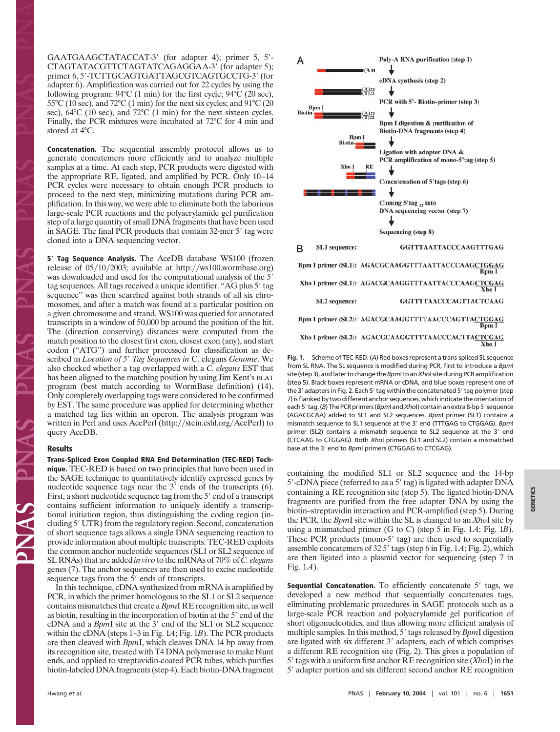GAATGAAGCTATACCAT-3′ (for adapter 4); primer 5, 5′-CTAGTATACGTTCTAGTATCAGAGGAA-3′ (for adapter 5); primer 6, 5′-TCTTGCAGTGATTAGCGTCAGTGCCTG-3′ (for adapter 6). Amplification was carried out for 22 cycles by using the following program: 94°C (1 min) for the first cycle; 94°C (20 sec), 55°C (10 sec), and 72°C (1 min) for the next six cycles; and 91°C (20 sec), 64°C (10 sec), and 72°C (1 min) for the next sixteen cycles. Finally, the PCR mixtures were incubated at 72°C for 4 min and stored at 4°C.

**Concatenation.** The sequential assembly protocol allows us to generate concatemers more efficiently and to analyze multiple samples at a time. At each step, PCR products were digested with the appropriate RE, ligated, and amplified by PCR. Only 10–14 PCR cycles were necessary to obtain enough PCR products to proceed to the next step, minimizing mutations during PCR amplification. In this way, we were able to eliminate both the laborious large-scale PCR reactions and the polyacrylamide gel purification step of a large quantity of small DNA fragments that have been used in SAGE. The final PCR products that contain 32-mer 5′ tag were cloned into a DNA sequencing vector.

**5′ Tag Sequence Analysis.** The AceDB database WS100 (frozen release of 05/10/2003; available at http://ws100.wormbase.org) was downloaded and used for the computational analysis of the 5′ tag sequences. All tags received a unique identifier. "AG plus 5′ tag sequence" was then searched against both strands of all six chromosomes, and after a match was found at a particular position on a given chromosome and strand, WS100 was queried for annotated transcripts in a window of 50,000 bp around the position of the hit. The (direction conserving) distances were computed from the match position to the closest first exon, closest exon (any), and start codon ("ATG") and further processed for classification as described in *Location of 5′ Tag Sequences in* C. elegans *Genome*. We also checked whether a tag overlapped with a *C. elegans* EST that has been aligned to the matching position by using Jim Kent's BLAT program (best match according to WormBase definition) (14). Only completely overlapping tags were considered to be confirmed by EST. The same procedure was applied for determining whether a matched tag lies within an operon. The analysis program was written in Perl and uses AcePerl (http://stein.cshl.org/AcePerl) to query AceDB.

## Results

**Trans-Spliced Exon Coupled RNA End Determination (TEC-RED) Technique.** TEC-RED is based on two principles that have been used in the SAGE technique to quantitatively identify expressed genes by nucleotide sequence tags near the 3′ ends of the transcripts (6). First, a short nucleotide sequence tag from the 5′ end of a transcript contains sufficient information to uniquely identify a transcriptional initiation region, thus distinguishing the coding region (including 5′ UTR) from the regulatory region. Second, concatenation of short sequence tags allows a single DNA sequencing reaction to provide information about multiple transcripts. TEC-RED exploits the common anchor nucleotide sequences (SL1 or SL2 sequence of SL RNAs) that are added *in vivo* to the mRNAs of 70% of *C. elegans* genes (7). The anchor sequences are then used to excise nucleotide sequence tags from the 5′ ends of transcripts.

In this technique, cDNA synthesized from mRNA is amplified by PCR, in which the primer homologous to the SL1 or SL2 sequence contains mismatches that create a *Bpm*I RE recognition site, as well as biotin, resulting in the incorporation of biotin at the 5′ end of the cDNA and a *Bpm*I site at the 3′ end of the SL1 or SL2 sequence within the cDNA (steps 1–3 in Fig. 1*A*; Fig. 1*B*). The PCR products are then cleaved with *Bpm*I, which cleaves DNA 14 bp away from its recognition site, treated with T4 DNA polymerase to make blunt ends, and applied to streptavidin-coated PCR tubes, which purifies biotin-labeled DNA fragments (step 4). Each biotin-DNA fragment

Poly-A RNA purification (step 1)

cDNA synthesis (step 2)

PCR with 5′- Biotin-primer (step 3)

*Bpm* I digestion & purification of Biotin-DNA fragments (step 4)

Ligation with adapter DNA & PCR amplification of mono-5′tag (step 5)

Concatenation of 5′tags (step 6)

Cloning 5′tag $_{32}$ into DNA sequencing vector (step 7)

Sequencing (step 8)

B

SL1 sequence: GGTTTAATTACCCAAGTTTGAG

Bpm I primer (SL1): AGACGCAAGGTTTAATTACCCAAGCTGGAG (Bpm I)

Xho I primer (SL1): AGACGCAAGGTTTAATTACCCAAGCTCGAG (Xho I)

SL2 sequence: GGTTTTAACCCAGTTACTCAAG

Bpm I primer (SL2): AGACGCAAGGTTTTAACCCAGTTACTGGAG (Bpm I)

Xho I primer (SL2): AGACGCAAGGTTTTAACCCAGTTACTCGAG (Xho I)

**Fig. 1.** Scheme of TEC-RED. (*A*) Red boxes represent a trans-spliced SL sequence from SL RNA. The SL sequence is modified during PCR, first to introduce a *Bpm*I site (step 3), and later to change the *Bpm*I to an *Xho*I site during PCR amplification (step 5). Black boxes represent mRNA or cDNA, and blue boxes represent one of the 3′ adapters in Fig. 2. Each 5′ tag within the concatenated 5′ tag polymer (step 7) is flanked by two different anchor sequences, which indicate the orientation of each 5′ tag. (*B*) The PCR primers (*Bpm*I and *Xho*I) contain an extra 8-bp 5′ sequence (AGACGCAA) added to SL1 and SL2 sequences. *Bpm*I primer (SL1) contains a mismatch sequence to SL1 sequence at the 3′ end (TTTGAG to CTGGAG). *Bpm*I primer (SL2) contains a mismatch sequence to SL2 sequence at the 3′ end (CTCAAG to CTGGAG). Both *Xho*I primers (SL1 and SL2) contain a mismatched base at the 3′ end to *Bpm*I primers (CTGGAG to CTCGAG).

containing the modified SL1 or SL2 sequence and the 14-bp 5′-cDNA piece (referred to as a 5′ tag) is ligated with adapter DNA containing a RE recognition site (step 5). The ligated biotin-DNA fragments are purified from the free adapter DNA by using the biotin–streptavidin interaction and PCR-amplified (step 5). During the PCR, the *Bpm*I site within the SL is changed to an *Xho*I site by using a mismatched primer (G to C) (step 5 in Fig. 1*A*; Fig. 1*B*). These PCR products (mono-5′ tag) are then used to sequentially assemble concatemers of 32 5′ tags (step 6 in Fig. 1*A*; Fig. 2), which are then ligated into a plasmid vector for sequencing (step 7 in Fig. 1*A*).

**Sequential Concatenation.** To efficiently concatenate 5′ tags, we developed a new method that sequentially concatenates tags, eliminating problematic procedures in SAGE protocols such as a large-scale PCR reaction and polyacrylamide gel purification of short oligonucleotides, and thus allowing more efficient analysis of multiple samples. In this method, 5′ tags released by *Bpm*I digestion are ligated with six different 3′ adapters, each of which comprises a different RE recognition site (Fig. 2). This gives a population of 5′ tags with a uniform first anchor RE recognition site (*Xho*I) in the 5′ adapter portion and six different second anchor RE recognition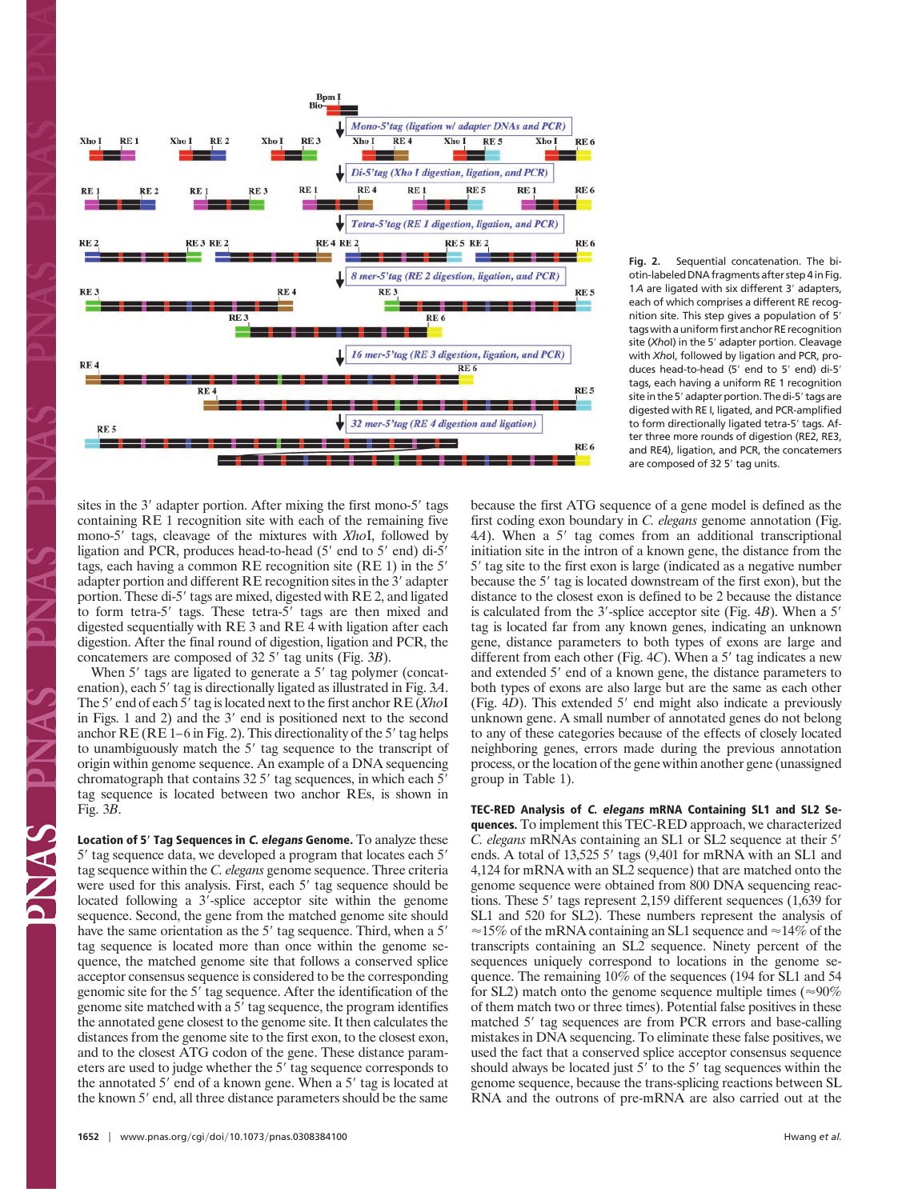Fig. 2. Sequential concatenation. The biotin-labeled DNA fragments after step 4 in Fig. 1*A* are ligated with six different 3′ adapters, each of which comprises a different RE recognition site. This step gives a population of 5′ tags with a uniform first anchor RE recognition site (*Xho*I) in the 5′ adapter portion. Cleavage with *Xho*I, followed by ligation and PCR, produces head-to-head (5′ end to 5′ end) di-5′ tags, each having a uniform RE 1 recognition site in the 5′ adapter portion. The di-5′ tags are digested with RE I, ligated, and PCR-amplified to form directionally ligated tetra-5′ tags. After three more rounds of digestion (RE2, RE3, and RE4), ligation, and PCR, the concatemers are composed of 32 5′ tag units.

sites in the 3′ adapter portion. After mixing the first mono-5′ tags containing RE 1 recognition site with each of the remaining five mono-5′ tags, cleavage of the mixtures with *Xho*I, followed by ligation and PCR, produces head-to-head (5′ end to 5′ end) di-5′ tags, each having a common RE recognition site (RE 1) in the 5′ adapter portion and different RE recognition sites in the 3′ adapter portion. These di-5′ tags are mixed, digested with RE 2, and ligated to form tetra-5′ tags. These tetra-5′ tags are then mixed and digested sequentially with RE 3 and RE 4 with ligation after each digestion. After the final round of digestion, ligation and PCR, the concatemers are composed of 32 5′ tag units (Fig. 3*B*).

When 5′ tags are ligated to generate a 5′ tag polymer (concatenation), each 5′ tag is directionally ligated as illustrated in Fig. 3*A*. The 5′ end of each 5′ tag is located next to the first anchor RE (*Xho*I in Figs. 1 and 2) and the 3′ end is positioned next to the second anchor RE (RE 1–6 in Fig. 2). This directionality of the 5′ tag helps to unambiguously match the 5′ tag sequence to the transcript of origin within genome sequence. An example of a DNA sequencing chromatograph that contains 32 5′ tag sequences, in which each 5′ tag sequence is located between two anchor REs, is shown in Fig. 3*B*.

**Location of 5′ Tag Sequences in *C. elegans* Genome.** To analyze these 5′ tag sequence data, we developed a program that locates each 5′ tag sequence within the *C. elegans* genome sequence. Three criteria were used for this analysis. First, each 5′ tag sequence should be located following a 3′-splice acceptor site within the genome sequence. Second, the gene from the matched genome site should have the same orientation as the 5′ tag sequence. Third, when a 5′ tag sequence is located more than once within the genome sequence, the matched genome site that follows a conserved splice acceptor consensus sequence is considered to be the corresponding genomic site for the 5′ tag sequence. After the identification of the genome site matched with a 5′ tag sequence, the program identifies the annotated gene closest to the genome site. It then calculates the distances from the genome site to the first exon, to the closest exon, and to the closest ATG codon of the gene. These distance parameters are used to judge whether the 5′ tag sequence corresponds to the annotated 5′ end of a known gene. When a 5′ tag is located at the known 5′ end, all three distance parameters should be the same because the first ATG sequence of a gene model is defined as the first coding exon boundary in *C. elegans* gene annotation (Fig. 4*A*). When a 5′ tag comes from an additional transcriptional initiation site in the intron of a known gene, the distance from the 5′ tag site to the first exon is large (indicated as a negative number because the 5′ tag is located downstream of the first exon), but the distance to the closest exon is defined to be 2 because the distance is calculated from the 3′-splice acceptor site (Fig. 4*B*). When a 5′ tag is located far from any known genes, indicating an unknown gene, distance parameters to both types of exons are large and different from each other (Fig. 4*C*). When a 5′ tag indicates a new and extended 5′ end of a known gene, the distance parameters to both types of exons are also large but are the same as each other (Fig. 4*D*). This extended 5′ end might also indicate a previously unknown gene. A small number of annotated genes do not belong to any of these categories because of the effects of closely located neighboring genes, errors made during the previous annotation process, or the location of the gene within another gene (unassigned group in Table 1).

**TEC-RED Analysis of *C. elegans* mRNA Containing SL1 and SL2 Sequences.** To implement this TEC-RED approach, we characterized *C. elegans* mRNAs containing an SL1 or SL2 sequence at their 5′ ends. A total of 13,525 5′ tags (9,401 for mRNA with an SL1 and 4,124 for mRNA with an SL2 sequence) that are matched onto the genome sequence were obtained from 800 DNA sequencing reactions. These 5′ tags represent 2,159 different sequences (1,639 for SL1 and 520 for SL2). These numbers represent the analysis of ≈15% of the mRNA containing an SL1 sequence and ≈14% of the transcripts containing an SL2 sequence. Ninety percent of the sequences uniquely correspond to locations in the genome sequence. The remaining 10% of the sequences (194 for SL1 and 54 for SL2) match onto the genome sequence multiple times (≈90% of them match two or three times). Potential false positives in these matched 5′ tag sequences are from PCR errors and base-calling mistakes in DNA sequencing. To eliminate these false positives, we used the fact that a conserved splice acceptor consensus sequence should always be located just 5′ to the 5′ tag sequences within the genome sequence, because the trans-splicing reactions between SL RNA and the outrons of pre-mRNA are also carried out at the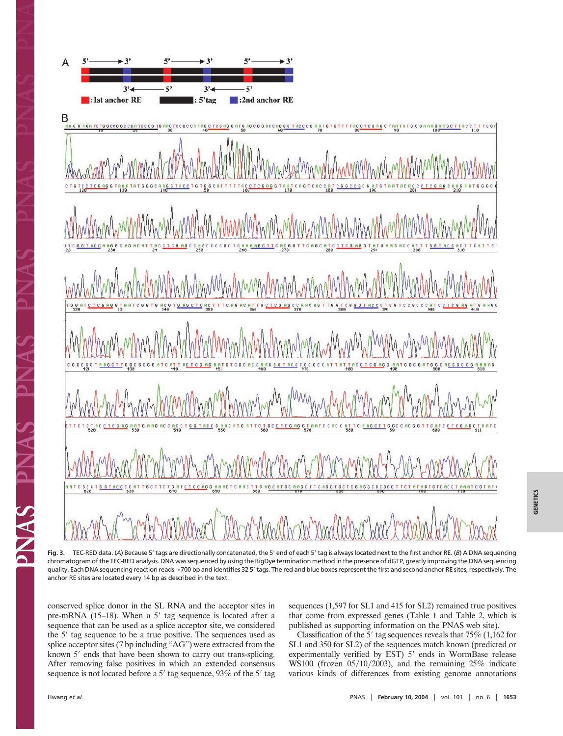Fig. 3. TEC-RED data. (*A*) Because 5′ tags are directionally concatenated, the 5′ end of each 5′ tag is always located next to the first anchor RE. (*B*) A DNA sequencing chromatogram of the TEC-RED analysis. DNA was sequenced by using the BigDye termination method in the presence of dGTP, greatly improving the DNA sequencing quality. Each DNA sequencing reaction reads ≈700 bp and identifies 32 5′ tags. The red and blue boxes represent the first and second anchor RE sites, respectively. The anchor RE sites are located every 14 bp as described in the text.

conserved splice donor in the SL RNA and the acceptor sites in pre-mRNA (15–18). When a 5′ tag sequence is located after a sequence that can be used as a splice acceptor site, we considered the 5′ tag sequence to be a true positive. The sequences used as splice acceptor sites (7 bp including "AG") were extracted from the known 5′ ends that have been shown to carry out trans-splicing. After removing false positives in which an extended consensus sequence is not located before a 5′ tag sequence, 93% of the 5′ tag sequences (1,597 for SL1 and 415 for SL2) remained true positives that come from expressed genes (Table 1 and Table 2, which is published as supporting information on the PNAS web site).

Classification of the 5′ tag sequences reveals that 75% (1,162 for SL1 and 350 for SL2) of the sequences match known (predicted or experimentally verified by EST) 5′ ends in WormBase release WS100 (frozen 05/10/2003), and the remaining 25% indicate various kinds of differences from existing genome annotations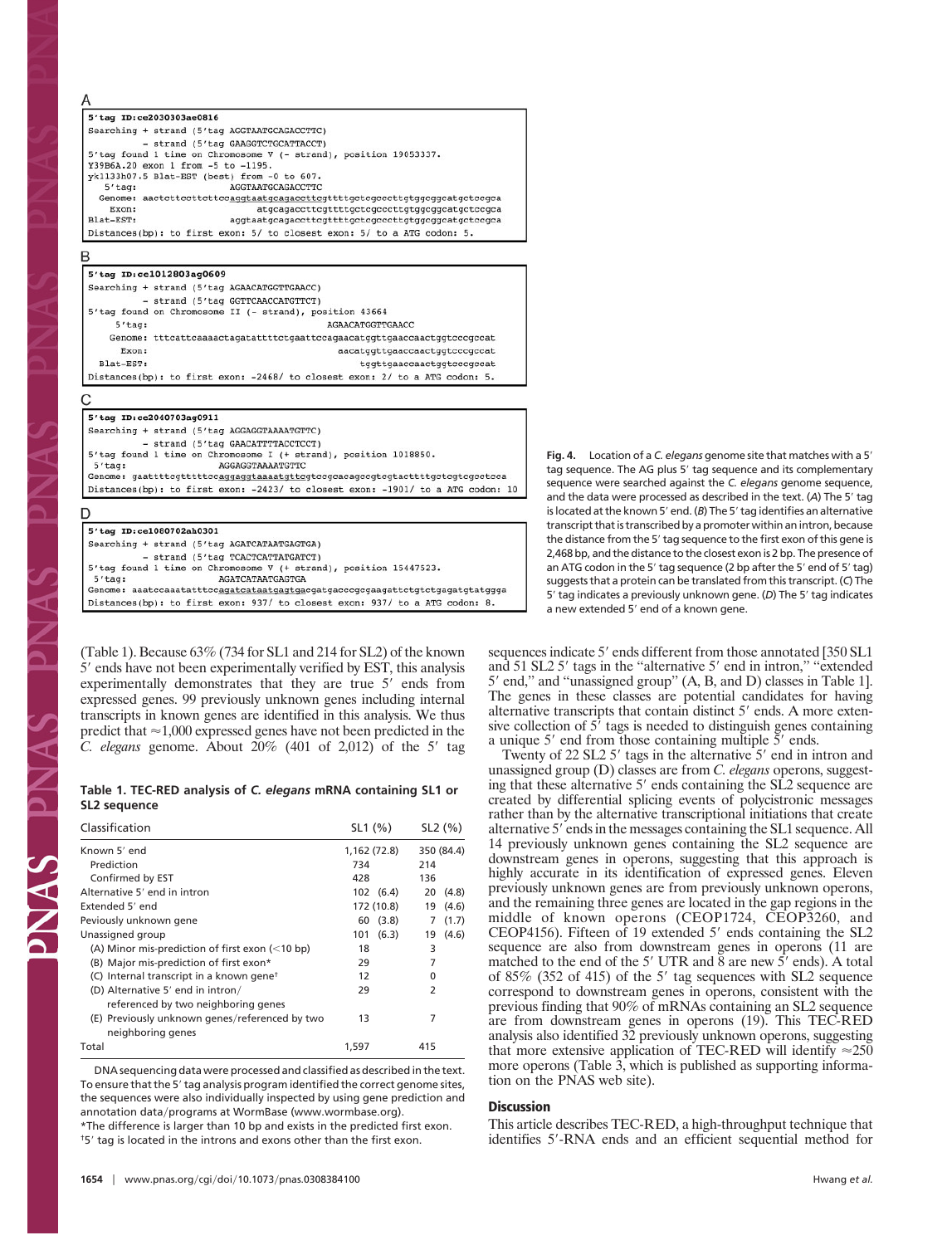A

```
5'tag ID:ce2030303ae0816
Searching + strand (5'tag AGGTAATGCAGACCTTC)
          - strand (5'tag GAAGGTCTGCATTACCT)
5'tag found 1 time on Chromosome V (- strand), position 19053337.
Y39B6A.20 exon 1 from -5 to -1195.
yk1133h07.5 Blat-EST (best) from -0 to 607.
   5'tag:                      AGGTAATGCAGACCTTC
   Genome: aactcttccttcttccaggtaatgcagaccttcgttttgctcgcccttgtggcggcatgctccgca
     Exon:                          atgcagaccttcgttttgctcgcccttgtggcggcatgctccgca
Blat-EST:                      aggtaatgcagaccttcgttttgctcgcccttgtggcggcatgctccgca
Distances(bp): to first exon: 5/ to closest exon: 5/ to a ATG codon: 5.
```

B

```
5'tag ID:ce1012803ag0609
Searching + strand (5'tag AGAACATGGTTGAACC)
          - strand (5'tag GGTTCAACCATGTTCT)
5'tag found on Chromosome II (- strand), position 43664
     5'tag:                                  AGAACATGGTTGAACC
    Genome: tttcattcaaaactagatattttctgaattccagaacatggttgaaccaactggtcccgccat
      Exon:                                    aacatggttgaaccaactggtcccgccat
  Blat-EST:                                          tggttgaaccaactggtcccgccat
Distances(bp): to first exon: -2468/ to closest exon: 2/ to a ATG codon: 5.
```

C

```
5'tag ID:ce2040703ag0911
Searching + strand (5'tag AGGAGGTAAAATGTTC)
          - strand (5'tag GAACATTTTACCTCCT)
5'tag found 1 time on Chromosome I (+ strand), position 1018850.
 5'tag:                  AGGAGGTAAAATGTTC
Genome: gaattttcgtttttccaggaggtaaaatgttcgtccgcacagccgtcgtactttttgtcgtcgctcca
Distances(bp): to first exon: -2423/ to closest exon: -1901/ to a ATG codon: 10
```

D

```
5'tag ID:ce1080702ah0301
Searching + strand (5'tag AGATCATAATGAGTGA)
          - strand (5'tag TCACTCATTATGATCT)
5'tag found 1 time on Chromosome V (+ strand), position 15447523.
 5'tag:                AGATCATAATGAGTGA
Genome: aaatccaaatatttccagatcataatgagtgacgatgacccgcgaagattctgtctgagatgtatggga
Distances(bp): to first exon: 937/ to closest exon: 937/ to a ATG codon: 8.
```

**Fig. 4.** Location of a *C. elegans* genome site that matches with a 5′ tag sequence. The AG plus 5′ tag sequence and its complementary sequence were searched against the *C. elegans* genome sequence, and the data were processed as described in the text. (*A*) The 5′ tag is located at the known 5′ end. (*B*) The 5′ tag identifies an alternative transcript that is transcribed by a promoter within an intron, because the distance from the 5′ tag sequence to the first exon of this gene is 2,468 bp, and the distance to the closest exon is 2 bp. The presence of an ATG codon in the 5′ tag sequence (2 bp after the 5′ end of 5′ tag) suggests that a protein can be translated from this transcript. (*C*) The 5′ tag indicates a previously unknown gene. (*D*) The 5′ tag indicates a new extended 5′ end of a known gene.

(Table 1). Because 63% (734 for SL1 and 214 for SL2) of the known 5′ ends have not been experimentally verified by EST, this analysis experimentally demonstrates that they are true 5′ ends from expressed genes. 99 previously unknown genes including internal transcripts in known genes are identified in this analysis. We thus predict that ≈1,000 expressed genes have not been predicted in the *C. elegans* genome. About 20% (401 of 2,012) of the 5′ tag

**Table 1. TEC-RED analysis of *C. elegans* mRNA containing SL1 or SL2 sequence**

| Classification | SL1 (%) | SL2 (%) |
|---|---|---|
| Known 5′ end | 1,162 (72.8) | 350 (84.4) |
| Prediction | 734 | 214 |
| Confirmed by EST | 428 | 136 |
| Alternative 5′ end in intron | 102 (6.4) | 20 (4.8) |
| Extended 5′ end | 172 (10.8) | 19 (4.6) |
| Peviously unknown gene | 60 (3.8) | 7 (1.7) |
| Unassigned group | 101 (6.3) | 19 (4.6) |
| (A) Minor mis-prediction of first exon (<10 bp) | 18 | 3 |
| (B) Major mis-prediction of first exon* | 29 | 7 |
| (C) Internal transcript in a known gene† | 12 | 0 |
| (D) Alternative 5′ end in intron/ referenced by two neighboring genes | 29 | 2 |
| (E) Previously unknown genes/referenced by two neighboring genes | 13 | 7 |
| Total | 1,597 | 415 |

DNA sequencing data were processed and classified as described in the text. To ensure that the 5′ tag analysis program identified the correct genome sites, the sequences were also individually inspected by using gene prediction and annotation data/programs at WormBase (www.wormbase.org).
*The difference is larger than 10 bp and exists in the predicted first exon.
†5′ tag is located in the introns and exons other than the first exon.

sequences indicate 5′ ends different from those annotated [350 SL1 and 51 SL2 5′ tags in the "alternative 5′ end in intron," "extended 5′ end," and "unassigned group" (A, B, and D) classes in Table 1]. The genes in these classes are potential candidates for having alternative transcripts that contain distinct 5′ ends. A more extensive collection of 5′ tags is needed to distinguish genes containing a unique 5′ end from those containing multiple 5′ ends.

Twenty of 22 SL2 5′ tags in the alternative 5′ end in intron and unassigned group (D) classes are from *C. elegans* operons, suggesting that these alternative 5′ ends containing the SL2 sequence are created by differential splicing events of polycistronic messages rather than by the alternative transcriptional initiations that create alternative 5′ ends in the messages containing the SL1 sequence. All 14 previously unknown genes containing the SL2 sequence are downstream genes in operons, suggesting that this approach is highly accurate in its identification of expressed genes. Eleven previously unknown genes are from previously unknown operons, and the remaining three genes are located in the gap regions in the middle of known operons (CEOP1724, CEOP3260, and CEOP4156). Fifteen of 19 extended 5′ ends containing the SL2 sequence are also from downstream genes in operons (11 are matched to the end of the 5′ UTR and 8 are new 5′ ends). A total of 85% (352 of 415) of the 5′ tag sequences with SL2 sequence correspond to downstream genes in operons, consistent with the previous finding that 90% of mRNAs containing an SL2 sequence are from downstream genes in operons (19). This TEC-RED analysis also identified 32 previously unknown operons, suggesting that more extensive application of TEC-RED will identify ≈250 more operons (Table 3, which is published as supporting information on the PNAS web site).

## Discussion

This article describes TEC-RED, a high-throughput technique that identifies 5′-RNA ends and an efficient sequential method for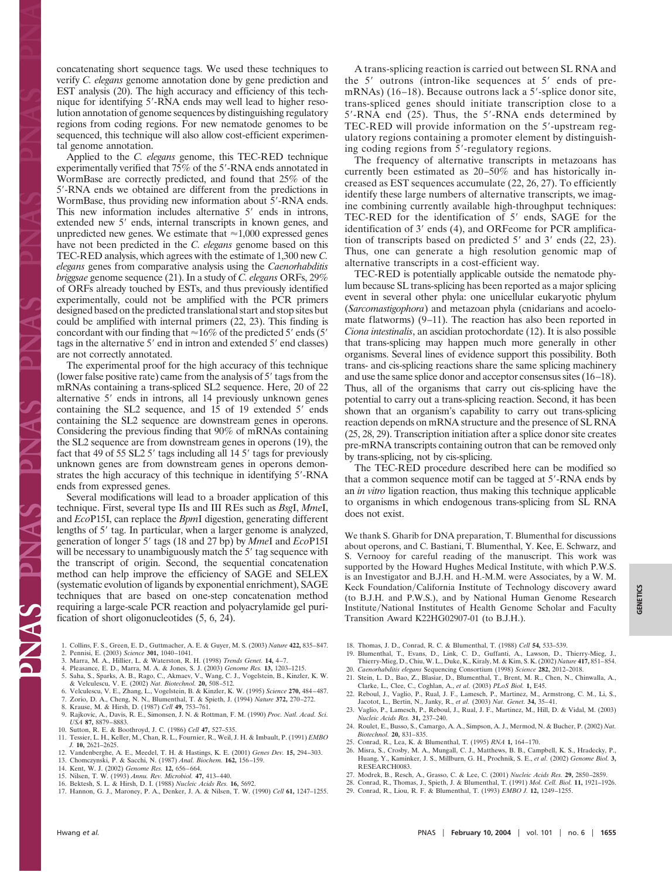concatenating short sequence tags. We used these techniques to verify *C. elegans* genome annotation done by gene prediction and EST analysis (20). The high accuracy and efficiency of this technique for identifying 5′-RNA ends may well lead to higher resolution annotation of genome sequences by distinguishing regulatory regions from coding regions. For new nematode genomes to be sequenced, this technique will also allow cost-efficient experimental genome annotation.

Applied to the *C. elegans* genome, this TEC-RED technique experimentally verified that 75% of the 5′-RNA ends annotated in WormBase are correctly predicted, and found that 25% of the 5′-RNA ends we obtained are different from the predictions in WormBase, thus providing new information about 5′-RNA ends. This new information includes alternative 5′ ends in introns, extended new 5′ ends, internal transcripts in known genes, and unpredicted new genes. We estimate that ≈1,000 expressed genes have not been predicted in the *C. elegans* genome based on this TEC-RED analysis, which agrees with the estimate of 1,300 new *C. elegans* genes from comparative analysis using the *Caenorhabditis briggsae* genome sequence (21). In a study of *C. elegans* ORFs, 29% of ORFs already touched by ESTs, and thus previously identified experimentally, could not be amplified with the PCR primers designed based on the predicted translational start and stop sites but could be amplified with internal primers (22, 23). This finding is concordant with our finding that ≈16% of the predicted 5′ ends (5′ tags in the alternative 5′ end in intron and extended 5′ end classes) are not correctly annotated.

The experimental proof for the high accuracy of this technique (lower false positive rate) came from the analysis of 5′ tags from the mRNAs containing a trans-spliced SL2 sequence. Here, 20 of 22 alternative 5′ ends in introns, all 14 previously unknown genes containing the SL2 sequence, and 15 of 19 extended 5′ ends containing the SL2 sequence are downstream genes in operons. Considering the previous finding that 90% of mRNAs containing the SL2 sequence are from downstream genes in operons (19), the fact that 49 of 55 SL2 5′ tags including all 14 5′ tags for previously unknown genes are from downstream genes in operons demonstrates the high accuracy of this technique in identifying 5′-RNA ends from expressed genes.

Several modifications will lead to a broader application of this technique. First, several type IIs and III REs such as *Bsg*I, *Mme*I, and *Eco*P15I, can replace the *Bpm*I digestion, generating different lengths of 5′ tag. In particular, when a larger genome is analyzed, generation of longer 5′ tags (18 and 27 bp) by *Mme*I and *Eco*P15I will be necessary to unambiguously match the 5′ tag sequence with the transcript of origin. Second, the sequential concatenation method can help improve the efficiency of SAGE and SELEX (systematic evolution of ligands by exponential enrichment), SAGE techniques that are based on one-step concatenation method requiring a large-scale PCR reaction and polyacrylamide gel purification of short oligonucleotides (5, 6, 24).

A trans-splicing reaction is carried out between SL RNA and the 5′ outrons (intron-like sequences at 5′ ends of pre-mRNAs) (16–18). Because outrons lack a 5′-splice donor site, trans-spliced genes should initiate transcription close to a 5′-RNA end (25). Thus, the 5′-RNA ends determined by TEC-RED will provide information on the 5′-upstream regulatory regions containing a promoter element by distinguishing coding regions from 5′-regulatory regions.

The frequency of alternative transcripts in metazoans has currently been estimated as 20–50% and has historically increased as EST sequences accumulate (22, 26, 27). To efficiently identify these large numbers of alternative transcripts, we imagine combining currently available high-throughput techniques: TEC-RED for the identification of 5′ ends, SAGE for the identification of 3′ ends (4), and ORFeome for PCR amplification of transcripts based on predicted 5′ and 3′ ends (22, 23). Thus, one can generate a high resolution genomic map of alternative transcripts in a cost-efficient way.

TEC-RED is potentially applicable outside the nematode phylum because SL trans-splicing has been reported as a major splicing event in several other phyla: one unicellular eukaryotic phylum (*Sarcomastigophora*) and metazoan phyla (cnidarians and acoelomate flatworms) (9–11). The reaction has also been reported in *Ciona intestinalis*, an ascidian protochordate (12). It is also possible that trans-splicing may happen much more generally in other organisms. Several lines of evidence support this possibility. Both trans- and cis-splicing reactions share the same splicing machinery and use the same splice donor and acceptor consensus sites (16–18). Thus, all of the organisms that carry out cis-splicing have the potential to carry out a trans-splicing reaction. Second, it has been shown that an organism's capability to carry out trans-splicing reaction depends on mRNA structure and the presence of SL RNA (25, 28, 29). Transcription initiation after a splice donor site creates pre-mRNA transcripts containing outron that can be removed only by trans-splicing, not by cis-splicing.

The TEC-RED procedure described here can be modified so that a common sequence motif can be tagged at 5′-RNA ends by an *in vitro* ligation reaction, thus making this technique applicable to organisms in which endogenous trans-splicing from SL RNA does not exist.

We thank S. Gharib for DNA preparation, T. Blumenthal for discussions about operons, and C. Bastiani, T. Blumenthal, Y. Kee, E. Schwarz, and S. Vernooy for careful reading of the manuscript. This work was supported by the Howard Hughes Medical Institute, with which P.W.S. is an Investigator and B.J.H. and H.-M.M. were Associates, by a W. M. Keck Foundation/California Institute of Technology discovery award (to B.J.H. and P.W.S.), and by National Human Genome Research Institute/National Institutes of Health Genome Scholar and Faculty Transition Award K22HG02907-01 (to B.J.H.).

1. Collins, F. S., Green, E. D., Guttmacher, A. E. & Guyer, M. S. (2003) *Nature* **422,** 835–847.
2. Pennisi, E. (2003) *Science* **301,** 1040–1041.
3. Marra, M. A., Hillier, L. & Waterston, R. H. (1998) *Trends Genet.* **14,** 4–7.
4. Pleasance, E. D., Marra, M. A. & Jones, S. J. (2003) *Genome Res.* **13,** 1203–1215.
5. Saha, S., Sparks, A. B., Rago, C., Akmaev, V., Wang, C. J., Vogelstein, B., Kinzler, K. W. & Velculescu, V. E. (2002) *Nat. Biotechnol.* **20,** 508–512.
6. Velculescu, V. E., Zhang, L., Vogelstein, B. & Kinzler, K. W. (1995) *Science* **270,** 484–487.
7. Zorio, D. A., Cheng, N. N., Blumenthal, T. & Spieth, J. (1994) *Nature* **372,** 270–272.
8. Krause, M. & Hirsh, D. (1987) *Cell* **49,** 753–761.
9. Rajkovic, A., Davis, R. E., Simonsen, J. N. & Rottman, F. M. (1990) *Proc. Natl. Acad. Sci. USA* **87,** 8879–8883.
10. Sutton, R. E. & Boothroyd, J. C. (1986) *Cell* **47,** 527–535.
11. Tessier, L. H., Keller, M., Chan, R. L., Fournier, R., Weil, J. H. & Imbault, P. (1991) *EMBO J.* **10,** 2621–2625.
12. Vandenberghe, A. E., Meedel, T. H. & Hastings, K. E. (2001) *Genes Dev.* **15,** 294–303.
13. Chomczynski, P. & Sacchi, N. (1987) *Anal. Biochem.* **162,** 156–159.
14. Kent, W. J. (2002) *Genome Res.* **12,** 656–664.
15. Nilsen, T. W. (1993) *Annu. Rev. Microbiol.* **47,** 413–440.
16. Bektesh, S. L. & Hirsh, D. I. (1988) *Nucleic Acids Res.* **16,** 5692.
17. Hannon, G. J., Maroney, P. A., Denker, J. A. & Nilsen, T. W. (1990) *Cell* **61,** 1247–1255.
18. Thomas, J. D., Conrad, R. C. & Blumenthal, T. (1988) *Cell* **54,** 533–539.
19. Blumenthal, T., Evans, D., Link, C. D., Guffanti, A., Lawson, D., Thierry-Mieg, J., Thierry-Mieg, D., Chiu, W. L., Duke, K., Kiraly, M. & Kim, S. K. (2002) *Nature* **417,** 851–854.
20. *Caenorhabditis elegans* Sequencing Consortium (1998) *Science* **282,** 2012–2018.
21. Stein, L. D., Bao, Z., Blasiar, D., Blumenthal, T., Brent, M. R., Chen, N., Chinwalla, A., Clarke, L., Clee, C., Coghlan, A., *et al.* (2003) *PLoS Biol.* **1,** E45.
22. Reboul, J., Vaglio, P., Rual, J. F., Lamesch, P., Martinez, M., Armstrong, C. M., Li, S., Jacotot, L., Bertin, N., Janky, R., *et al.* (2003) *Nat. Genet.* **34,** 35–41.
23. Vaglio, P., Lamesch, P., Reboul, J., Rual, J. F., Martinez, M., Hill, D. & Vidal, M. (2003) *Nucleic Acids Res.* **31,** 237–240.
24. Roulet, E., Busso, S., Camargo, A. A., Simpson, A. J., Mermod, N. & Bucher, P. (2002) *Nat. Biotechnol.* **20,** 831–835.
25. Conrad, R., Lea, K. & Blumenthal, T. (1995) *RNA* **1,** 164–170.
26. Misra, S., Crosby, M. A., Mungall, C. J., Matthews, B. B., Campbell, K. S., Hradecky, P., Huang, Y., Kaminker, J. S., Millburn, G. H., Prochnik, S. E., *et al.* (2002) *Genome Biol.* **3,** RESEARCH0083.
27. Modrek, B., Resch, A., Grasso, C. & Lee, C. (2001) *Nucleic Acids Res.* **29,** 2850–2859.
28. Conrad, R., Thomas, J., Spieth, J. & Blumenthal, T. (1991) *Mol. Cell. Biol.* **11,** 1921–1926.
29. Conrad, R., Liou, R. F. & Blumenthal, T. (1993) *EMBO J.* **12,** 1249–1255.